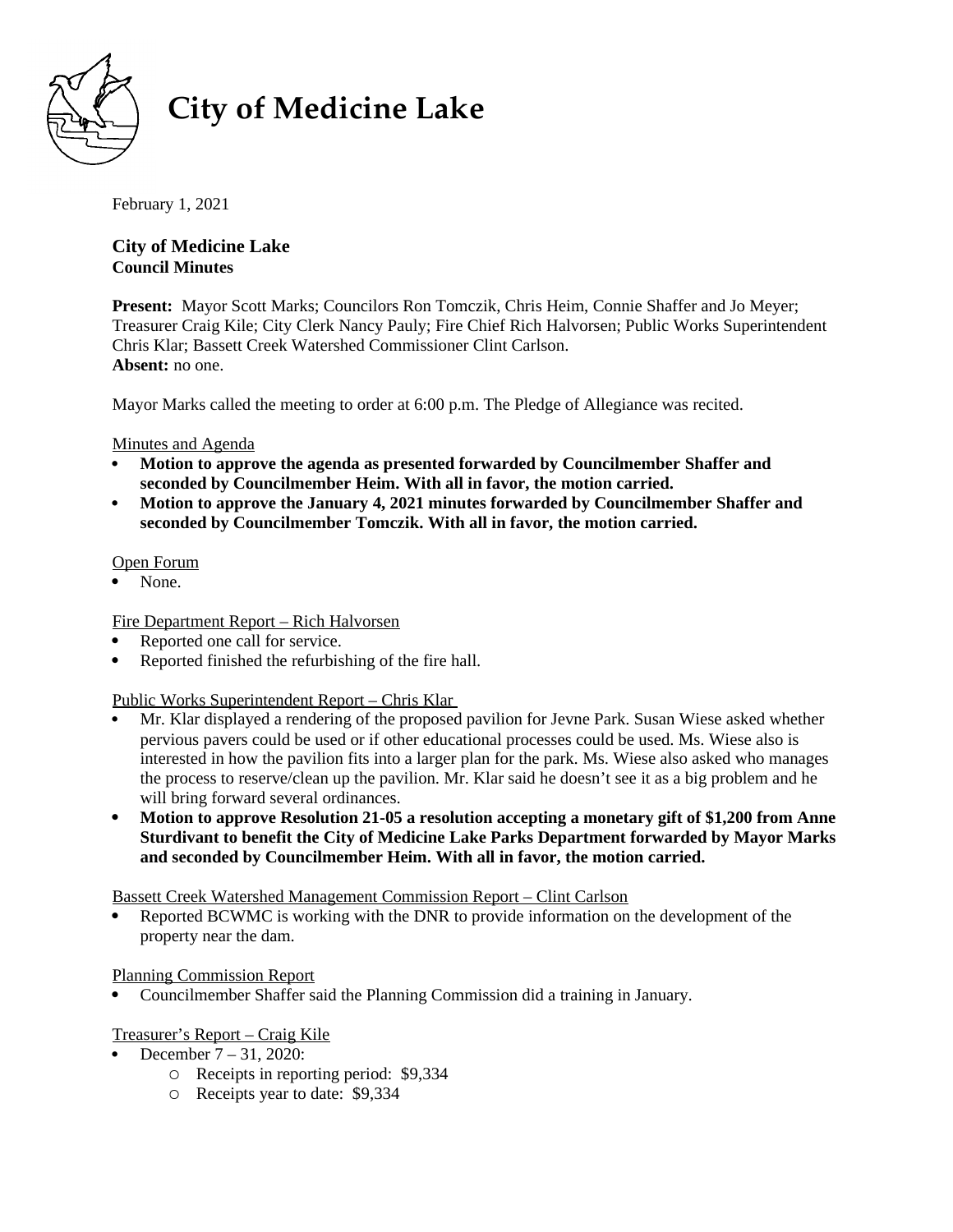# City of Medicine Lake

February 1, 2021

**City of Medicine Lake**
**Council Minutes**

**Present:** Mayor Scott Marks; Councilors Ron Tomczik, Chris Heim, Connie Shaffer and Jo Meyer; Treasurer Craig Kile; City Clerk Nancy Pauly; Fire Chief Rich Halvorsen; Public Works Superintendent Chris Klar; Bassett Creek Watershed Commissioner Clint Carlson.
**Absent:** no one.

Mayor Marks called the meeting to order at 6:00 p.m. The Pledge of Allegiance was recited.

Minutes and Agenda

- **Motion to approve the agenda as presented forwarded by Councilmember Shaffer and seconded by Councilmember Heim. With all in favor, the motion carried.**
- **Motion to approve the January 4, 2021 minutes forwarded by Councilmember Shaffer and seconded by Councilmember Tomczik. With all in favor, the motion carried.**

Open Forum

- None.

Fire Department Report – Rich Halvorsen

- Reported one call for service.
- Reported finished the refurbishing of the fire hall.

Public Works Superintendent Report – Chris Klar

- Mr. Klar displayed a rendering of the proposed pavilion for Jevne Park. Susan Wiese asked whether pervious pavers could be used or if other educational processes could be used. Ms. Wiese also is interested in how the pavilion fits into a larger plan for the park. Ms. Wiese also asked who manages the process to reserve/clean up the pavilion. Mr. Klar said he doesn't see it as a big problem and he will bring forward several ordinances.
- **Motion to approve Resolution 21-05 a resolution accepting a monetary gift of $1,200 from Anne Sturdivant to benefit the City of Medicine Lake Parks Department forwarded by Mayor Marks and seconded by Councilmember Heim. With all in favor, the motion carried.**

Bassett Creek Watershed Management Commission Report – Clint Carlson

- Reported BCWMC is working with the DNR to provide information on the development of the property near the dam.

Planning Commission Report

- Councilmember Shaffer said the Planning Commission did a training in January.

Treasurer's Report – Craig Kile

- December 7 – 31, 2020:
  - Receipts in reporting period: $9,334
  - Receipts year to date: $9,334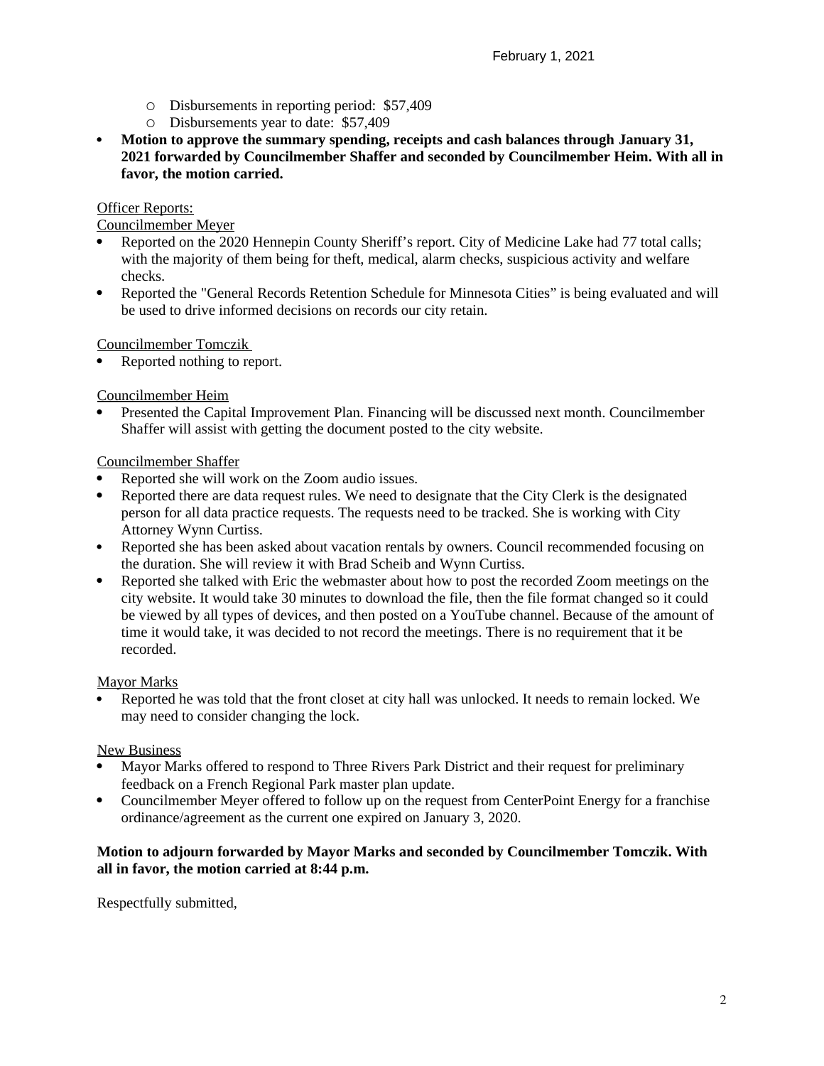- Disbursements in reporting period: $57,409
  - Disbursements year to date: $57,409
- **Motion to approve the summary spending, receipts and cash balances through January 31, 2021 forwarded by Councilmember Shaffer and seconded by Councilmember Heim. With all in favor, the motion carried.**

Officer Reports:

Councilmember Meyer

- Reported on the 2020 Hennepin County Sheriff's report. City of Medicine Lake had 77 total calls; with the majority of them being for theft, medical, alarm checks, suspicious activity and welfare checks.
- Reported the "General Records Retention Schedule for Minnesota Cities" is being evaluated and will be used to drive informed decisions on records our city retain.

Councilmember Tomczik

- Reported nothing to report.

Councilmember Heim

- Presented the Capital Improvement Plan. Financing will be discussed next month. Councilmember Shaffer will assist with getting the document posted to the city website.

Councilmember Shaffer

- Reported she will work on the Zoom audio issues.
- Reported there are data request rules. We need to designate that the City Clerk is the designated person for all data practice requests. The requests need to be tracked. She is working with City Attorney Wynn Curtiss.
- Reported she has been asked about vacation rentals by owners. Council recommended focusing on the duration. She will review it with Brad Scheib and Wynn Curtiss.
- Reported she talked with Eric the webmaster about how to post the recorded Zoom meetings on the city website. It would take 30 minutes to download the file, then the file format changed so it could be viewed by all types of devices, and then posted on a YouTube channel. Because of the amount of time it would take, it was decided to not record the meetings. There is no requirement that it be recorded.

Mayor Marks

- Reported he was told that the front closet at city hall was unlocked. It needs to remain locked. We may need to consider changing the lock.

New Business

- Mayor Marks offered to respond to Three Rivers Park District and their request for preliminary feedback on a French Regional Park master plan update.
- Councilmember Meyer offered to follow up on the request from CenterPoint Energy for a franchise ordinance/agreement as the current one expired on January 3, 2020.

**Motion to adjourn forwarded by Mayor Marks and seconded by Councilmember Tomczik. With all in favor, the motion carried at 8:44 p.m.**

Respectfully submitted,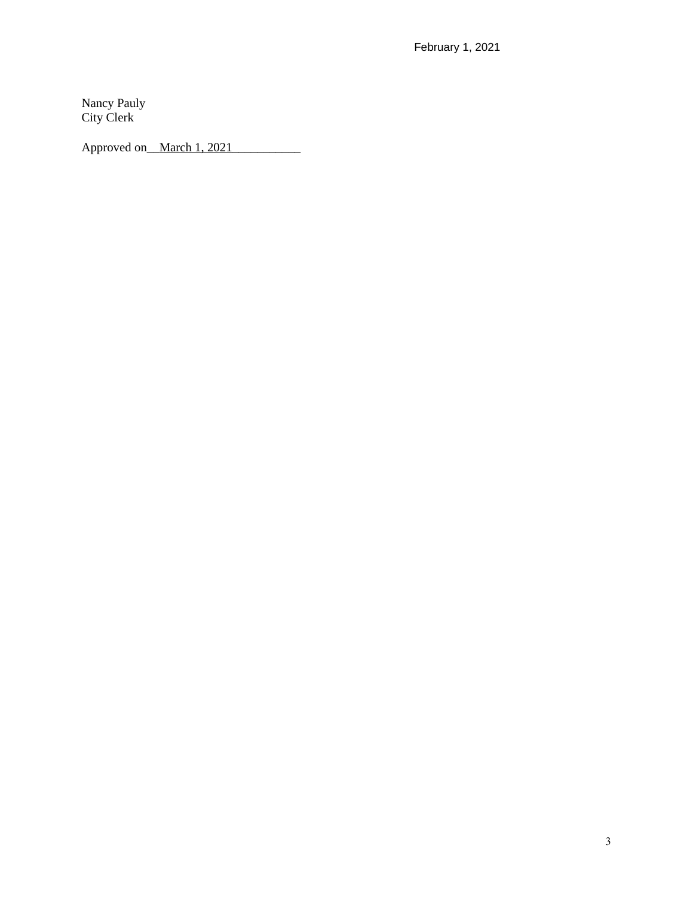Nancy Pauly
City Clerk

Approved on__March 1, 2021___________